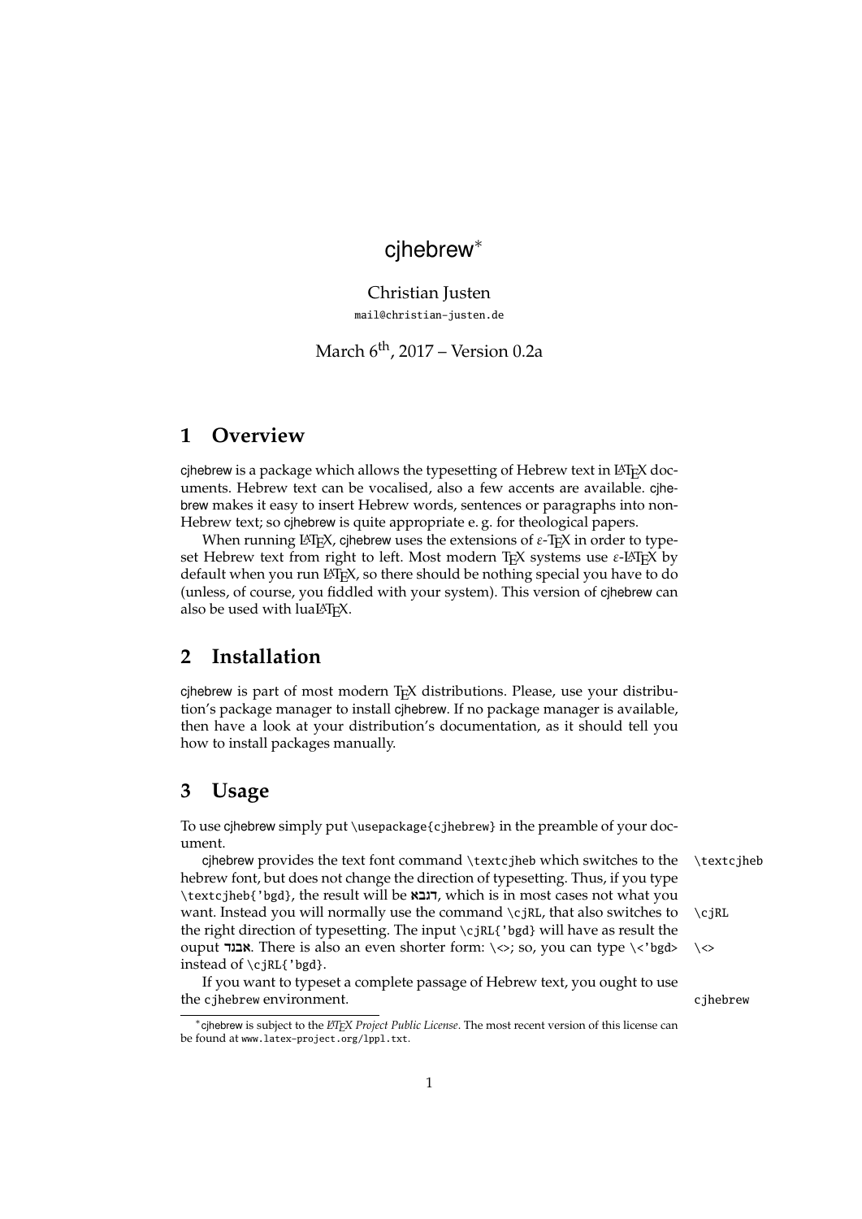# cjhebrew*

Christian Justen

mail@christian-justen.de

March 6th, 2017 – Version 0.2a

## 1 Overview

cjhebrew is a package which allows the typesetting of Hebrew text in LaTeX documents. Hebrew text can be vocalised, also a few accents are available. cjhebrew makes it easy to insert Hebrew words, sentences or paragraphs into non-Hebrew text; so cjhebrew is quite appropriate e. g. for theological papers.

When running LaTeX, cjhebrew uses the extensions of ε-TeX in order to typeset Hebrew text from right to left. Most modern TeX systems use ε-LaTeX by default when you run LaTeX, so there should be nothing special you have to do (unless, of course, you fiddled with your system). This version of cjhebrew can also be used with luaLaTeX.

## 2 Installation

cjhebrew is part of most modern TeX distributions. Please, use your distribution's package manager to install cjhebrew. If no package manager is available, then have a look at your distribution's documentation, as it should tell you how to install packages manually.

## 3 Usage

To use cjhebrew simply put `\usepackage{cjhebrew}` in the preamble of your document.

cjhebrew provides the text font command `\textcjheb` which switches to the hebrew font, but does not change the direction of typesetting. Thus, if you type `\textcjheb{'bgd}`, the result will be **דגבא**, which is in most cases not what you want. Instead you will normally use the command `\cjRL`, that also switches to the right direction of typesetting. The input `\cjRL{'bgd}` will have as result the ouput **אבגד**. There is also an even shorter form: `\<>`; so, you can type `\<'bgd>` instead of `\cjRL{'bgd}`.

`\textcjheb`

`\cjRL`

`\<>`

If you want to typeset a complete passage of Hebrew text, you ought to use the `cjhebrew` environment.

`cjhebrew`

---

*cjhebrew is subject to the *LaTeX Project Public License*. The most recent version of this license can be found at www.latex-project.org/lppl.txt.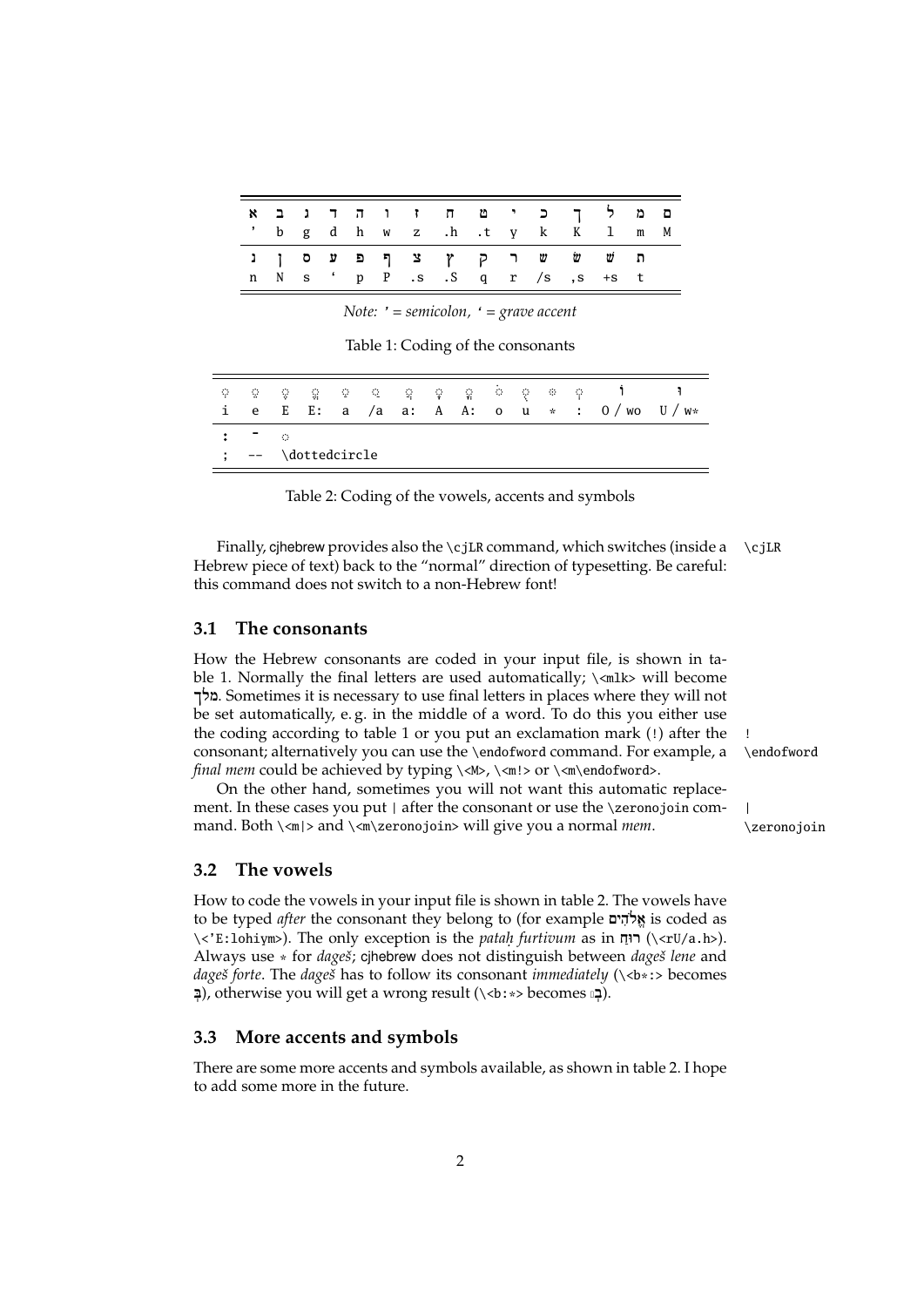| א | ב | ג | ד | ה | ו | ז | ח | ט | י | כ | ך | ל | מ | ם |
|---|---|---|---|---|---|---|---|---|---|---|---|---|---|---|
| ' | b | g | d | h | w | z | .h | .t | y | k | K | l | m | M |
| נ | ן | ס | ע | פ | ף | צ | ץ | ק | ר | ש | שׁ | שׂ | ת | |
| n | N | s | ‘ | p | P | .s | .S | q | r | /s | ,s | +s | t | |

*Note: ' = semicolon, ‘ = grave accent*

Table 1: Coding of the consonants

| ◌ִ | ◌ֵ | ◌ֶ | ◌ֱ | ◌ַ | ◌ַ | ◌ֲ | ◌ָ | ◌ֳ | ◌ֹ | ◌ֻ | ◌ּ | ◌ְ | וֹ | וּ |
|---|---|---|---|---|---|---|---|---|---|---|---|---|---|---|
| i | e | E | E: | a | /a | a: | A | A: | o | u | * | : | O / wo | U / w* |
| ׃ | ־ | ◌ | | | | | | | | | | | | |
| ; | -- | \dottedcircle | | | | | | | | | | | | |

Table 2: Coding of the vowels, accents and symbols

Finally, cjhebrew provides also the `\cjLR` command, which switches (inside a Hebrew piece of text) back to the "normal" direction of typesetting. Be careful: this command does not switch to a non-Hebrew font!

## 3.1 The consonants

How the Hebrew consonants are coded in your input file, is shown in table 1. Normally the final letters are used automatically; `\<mlk>` will become מלך. Sometimes it is necessary to use final letters in places where they will not be set automatically, e. g. in the middle of a word. To do this you either use the coding according to table 1 or you put an exclamation mark (`!`) after the consonant; alternatively you can use the `\endofword` command. For example, a *final mem* could be achieved by typing `\<M>`, `\<m!>` or `\<m\endofword>`.

On the other hand, sometimes you will not want this automatic replacement. In these cases you put `|` after the consonant or use the `\zeronojoin` command. Both `\<m|>` and `\<m\zeronojoin>` will give you a normal *mem*.

## 3.2 The vowels

How to code the vowels in your input file is shown in table 2. The vowels have to be typed *after* the consonant they belong to (for example אֱלֹהִים is coded as `\<'E:lohiym>`). The only exception is the *pataḥ furtivum* as in רוּחַ (`\<rU/a.h>`). Always use `*` for *dageš*; cjhebrew does not distinguish between *dageš lene* and *dageš forte*. The *dageš* has to follow its consonant *immediately* (`\<b*:>` becomes בְּ), otherwise you will get a wrong result (`\<b:*>` becomes ◌בְ).

## 3.3 More accents and symbols

There are some more accents and symbols available, as shown in table 2. I hope to add some more in the future.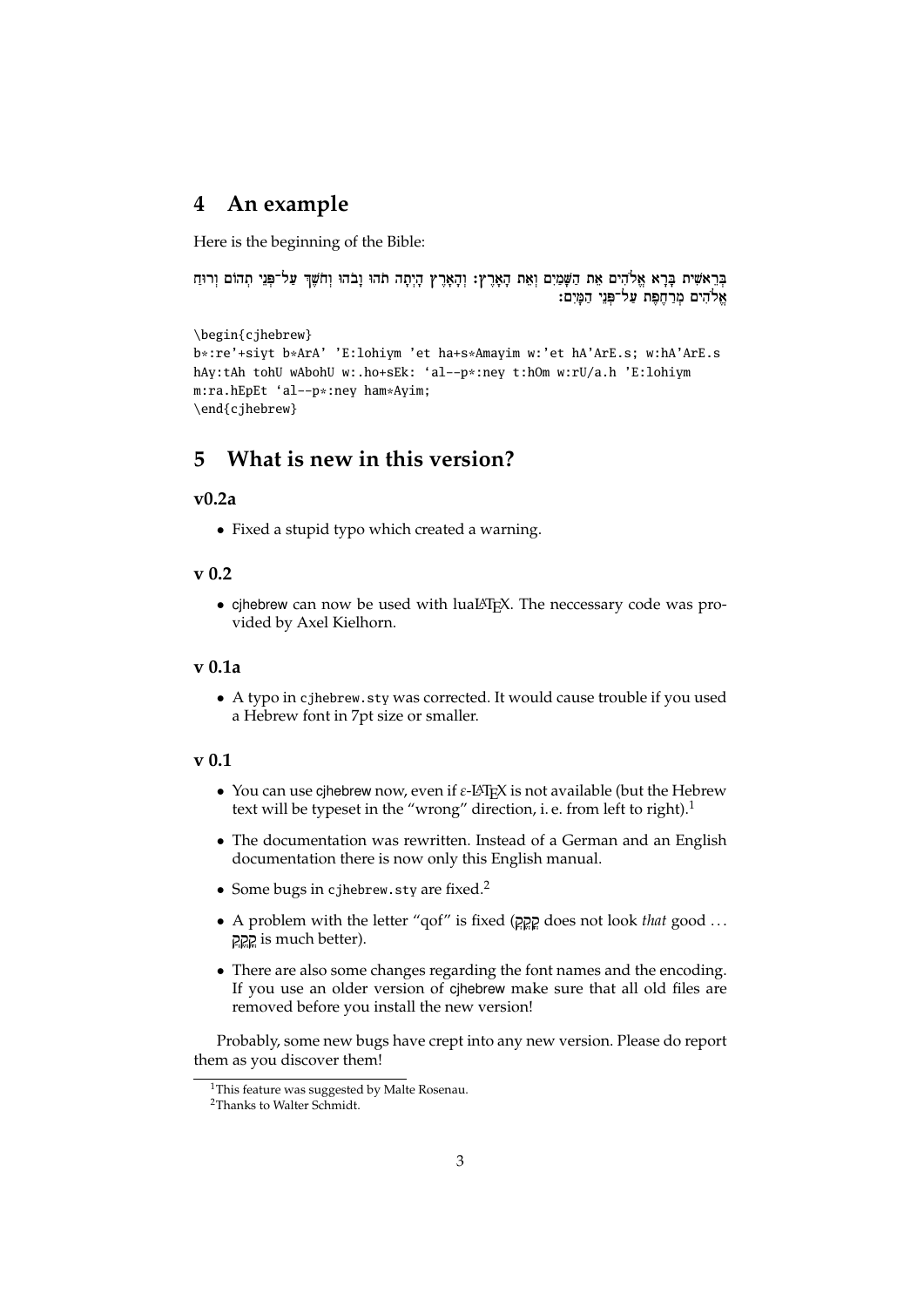## 4 An example

Here is the beginning of the Bible:

בְּרֵאשִׁית בָּרָא אֱלֹהִים אֵת הַשָּׁמַיִם וְאֵת הָאָרֶץ: וְהָאָרֶץ הָיְתָה תֹהוּ וָבֹהוּ וְחֹשֶׁךְ עַל־פְּנֵי תְהוֹם וְרוּחַ אֱלֹהִים מְרַחֶפֶת עַל־פְּנֵי הַמָּיִם:

```
\begin{cjhebrew}
b*:re'+siyt b*ArA' 'E:lohiym 'et ha+s*Amayim w:'et hA'ArE.s; w:hA'ArE.s
hAy:tAh tohU wAbohU w:.ho+sEk: `al--p*:ney t:hOm w:rU/a.h 'E:lohiym
m:ra.hEpEt `al--p*:ney ham*Ayim;
\end{cjhebrew}
```

## 5 What is new in this version?

### v0.2a

- Fixed a stupid typo which created a warning.

### v 0.2

- cjhebrew can now be used with luaLaTeX. The neccessary code was provided by Axel Kielhorn.

### v 0.1a

- A typo in cjhebrew.sty was corrected. It would cause trouble if you used a Hebrew font in 7pt size or smaller.

### v 0.1

- You can use cjhebrew now, even if ε-LaTeX is not available (but the Hebrew text will be typeset in the "wrong" direction, i. e. from left to right).[1]
- The documentation was rewritten. Instead of a German and an English documentation there is now only this English manual.
- Some bugs in cjhebrew.sty are fixed.[2]
- A problem with the letter "qof" is fixed (קֻקֻקֻ does not look *that* good … קֻקֻקֻ is much better).
- There are also some changes regarding the font names and the encoding. If you use an older version of cjhebrew make sure that all old files are removed before you install the new version!

Probably, some new bugs have crept into any new version. Please do report them as you discover them!

[1] This feature was suggested by Malte Rosenau.

[2] Thanks to Walter Schmidt.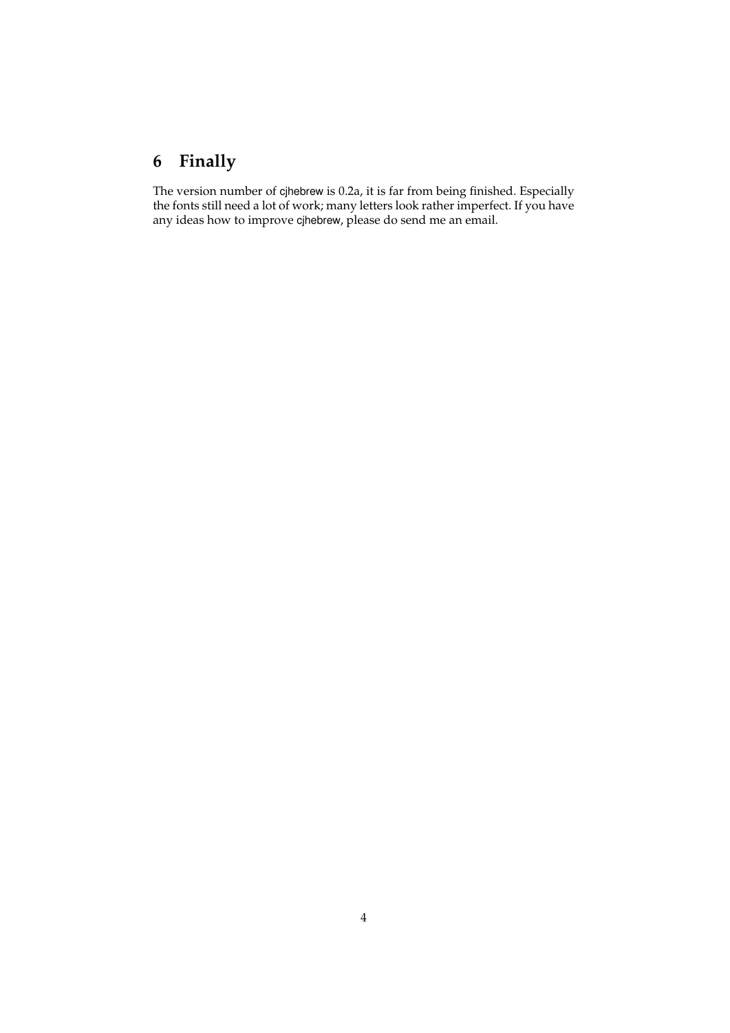## 6 Finally

The version number of cjhebrew is 0.2a, it is far from being finished. Especially the fonts still need a lot of work; many letters look rather imperfect. If you have any ideas how to improve cjhebrew, please do send me an email.